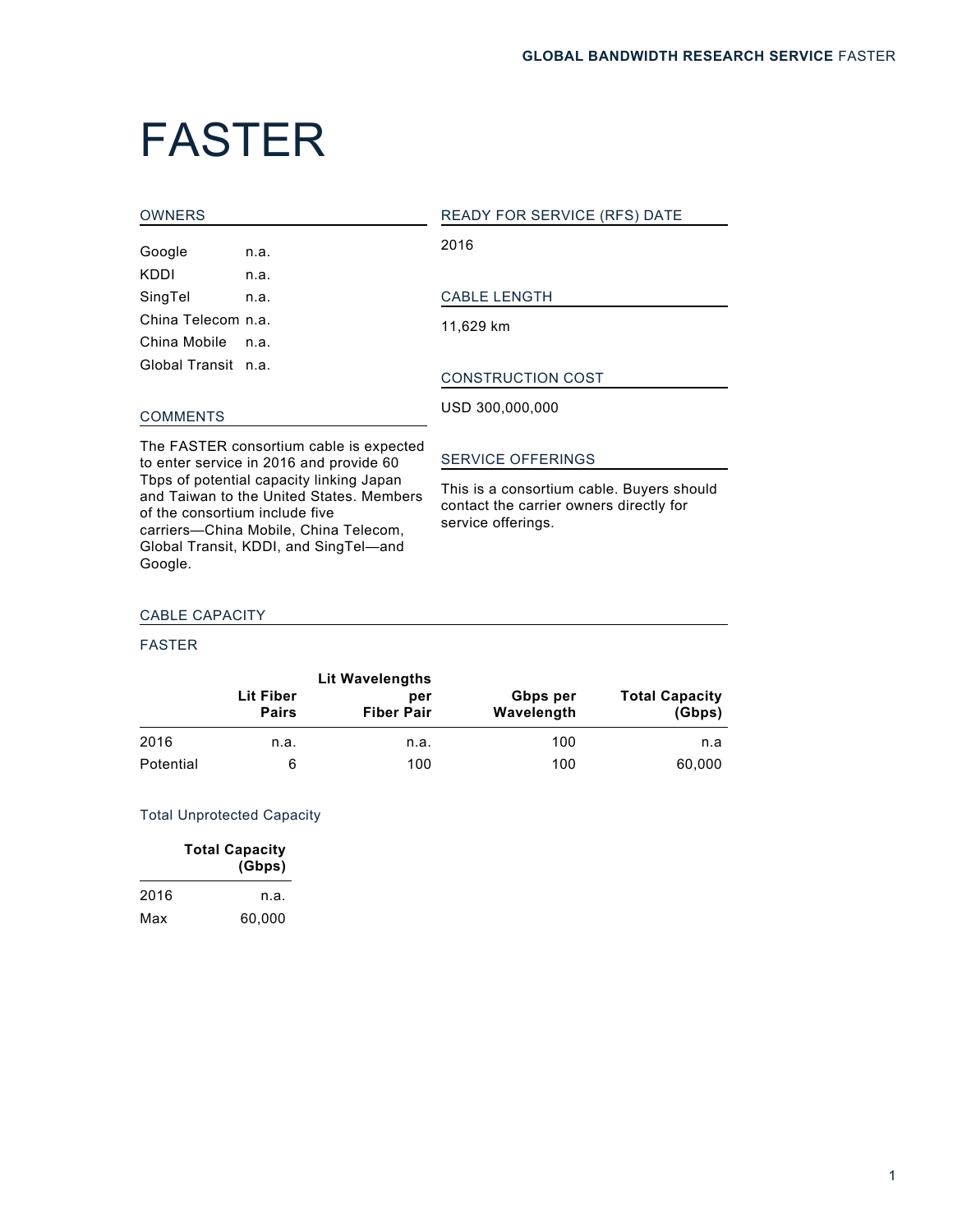# FASTER

## OWNERS

| | |
|---|---|
| Google | n.a. |
| KDDI | n.a. |
| SingTel | n.a. |
| China Telecom | n.a. |
| China Mobile | n.a. |
| Global Transit | n.a. |

## COMMENTS

The FASTER consortium cable is expected to enter service in 2016 and provide 60 Tbps of potential capacity linking Japan and Taiwan to the United States. Members of the consortium include five carriers—China Mobile, China Telecom, Global Transit, KDDI, and SingTel—and Google.

## READY FOR SERVICE (RFS) DATE

2016

## CABLE LENGTH

11,629 km

## CONSTRUCTION COST

USD 300,000,000

## SERVICE OFFERINGS

This is a consortium cable. Buyers should contact the carrier owners directly for service offerings.

## CABLE CAPACITY

### FASTER

| | Lit Fiber Pairs | Lit Wavelengths per Fiber Pair | Gbps per Wavelength | Total Capacity (Gbps) |
|---|---|---|---|---|
| 2016 | n.a. | n.a. | 100 | n.a |
| Potential | 6 | 100 | 100 | 60,000 |

### Total Unprotected Capacity

| | Total Capacity (Gbps) |
|---|---|
| 2016 | n.a. |
| Max | 60,000 |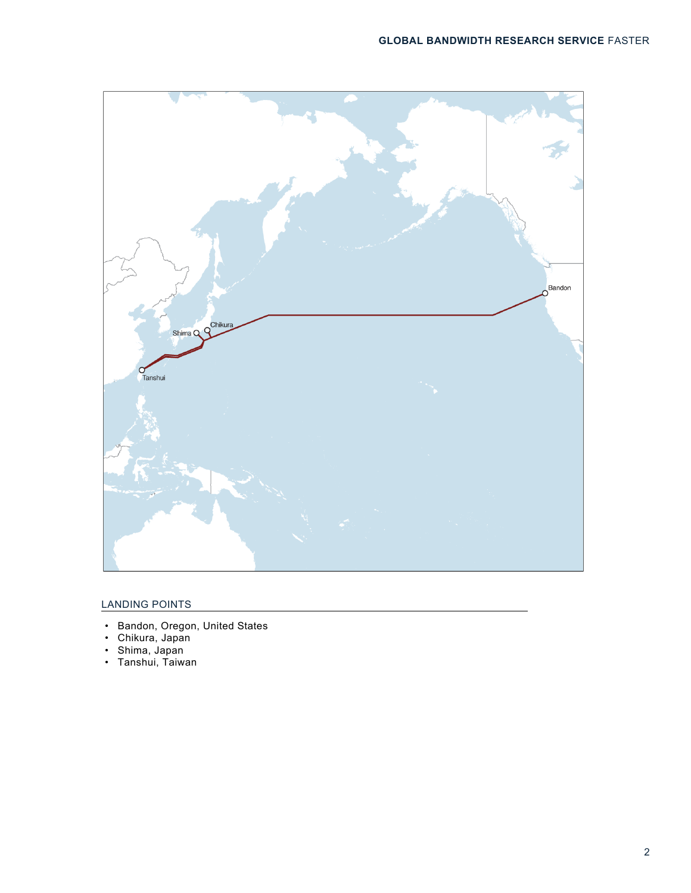Bandon

Chikura

Shima

Tanshui

## LANDING POINTS

- Bandon, Oregon, United States
- Chikura, Japan
- Shima, Japan
- Tanshui, Taiwan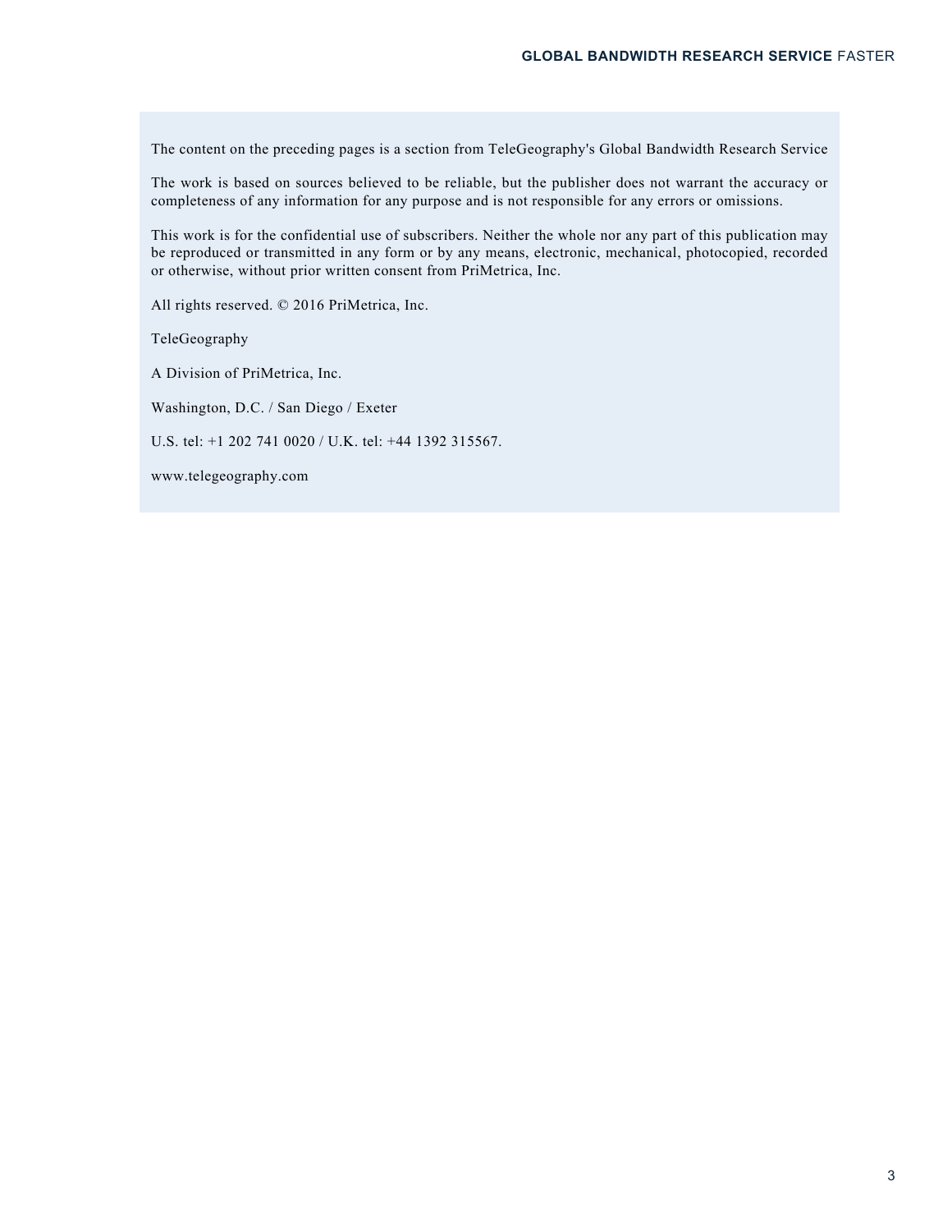The content on the preceding pages is a section from TeleGeography's Global Bandwidth Research Service

The work is based on sources believed to be reliable, but the publisher does not warrant the accuracy or completeness of any information for any purpose and is not responsible for any errors or omissions.

This work is for the confidential use of subscribers. Neither the whole nor any part of this publication may be reproduced or transmitted in any form or by any means, electronic, mechanical, photocopied, recorded or otherwise, without prior written consent from PriMetrica, Inc.

All rights reserved. © 2016 PriMetrica, Inc.

TeleGeography

A Division of PriMetrica, Inc.

Washington, D.C. / San Diego / Exeter

U.S. tel: +1 202 741 0020 / U.K. tel: +44 1392 315567.

www.telegeography.com